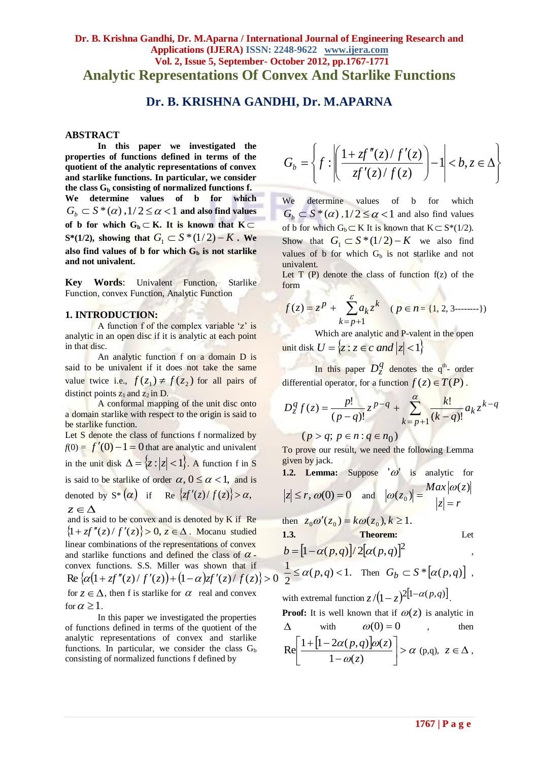# Analytic Representations Of Convex And Starlike Functions

## Dr. B. KRISHNA GANDHI, Dr. M.APARNA

### ABSTRACT

**In this paper we investigated the properties of functions defined in terms of the quotient of the analytic representations of convex and starlike functions. In particular, we consider the class $G_b$ consisting of normalized functions f. We determine values of b for which $G_b \subset S^*(\alpha)$, $1/2 \le \alpha < 1$ and also find values of b for which $G_b \subset K$. It is known that $K \subset S^*(1/2)$, showing that $G_1 \subset S^*(1/2) - K$. We also find values of b for which $G_b$ is not starlike and not univalent.**

**Key Words**: Univalent Function, Starlike Function, convex Function, Analytic Function

### 1. INTRODUCTION:

A function f of the complex variable 'z' is analytic in an open disc if it is analytic at each point in that disc.

An analytic function f on a domain D is said to be univalent if it does not take the same value twice i.e., $f(z_1) \ne f(z_2)$ for all pairs of distinct points $z_1$ and $z_2$ in D.

A conformal mapping of the unit disc onto a domain starlike with respect to the origin is said to be starlike function.

Let S denote the class of functions f normalized by $f(0) = f'(0) - 1 = 0$ that are analytic and univalent in the unit disk $\Delta = \{z : |z| < 1\}$. A function f in S is said to be starlike of order $\alpha$, $0 \le \alpha < 1$, and is denoted by $S^*(\alpha)$ if $\operatorname{Re}\{zf'(z)/f(z)\} > \alpha$, $z \in \Delta$

and is said to be convex and is denoted by K if $\operatorname{Re}\{1 + zf''(z)/f'(z)\} > 0$, $z \in \Delta$. Mocanu studied linear combinations of the representations of convex and starlike functions and defined the class of $\alpha$-convex functions. S.S. Miller was shown that if $\operatorname{Re}\{\alpha(1 + zf''(z)/f'(z)) + (1-\alpha)zf'(z)/f(z)\} > 0$ for $z \in \Delta$, then f is starlike for $\alpha$ real and convex for $\alpha \ge 1$.

In this paper we investigated the properties of functions defined in terms of the quotient of the analytic representations of convex and starlike functions. In particular, we consider the class $G_b$ consisting of normalized functions f defined by

$$G_b = \left\{ f : \left| \left( \frac{1 + zf''(z)/f'(z)}{zf'(z)/f(z)} \right) - 1 \right| < b, z \in \Delta \right\}$$

We determine values of b for which $G_b \subset S^*(\alpha)$, $1/2 \le \alpha < 1$ and also find values of b for which $G_b \subset K$ It is known that $K \subset S^*(1/2)$. Show that $G_1 \subset S^*(1/2) - K$ we also find values of b for which $G_b$ is not starlike and not univalent.

Let T (P) denote the class of function f(z) of the form

$$f(z) = z^p + \sum_{k=p+1}^{\varepsilon} a_k z^k \quad ( p \in n = \{1, 2, 3\text{--------}\})$$

Which are analytic and P-valent in the open unit disk $U = \{z : z \in c \text{ and } |z| < 1\}$

In this paper $D_z^q$ denotes the q[th]- order differential operator, for a function $f(z) \in T(P)$.

$$D_z^q f(z) = \frac{p!}{(p-q)!} z^{p-q} + \sum_{k=p+1}^{\alpha} \frac{k!}{(k-q)!} a_k z^{k-q}$$

$$(p > q;\ p \in n : q \in n_0)$$

To prove our result, we need the following Lemma given by jack.

**1.2. Lemma:** Suppose $'\omega'$ is analytic for $|z| \le r$, $\omega(0) = 0$ and $|\omega(z_0)| = \underset{|z| = r}{Max} |\omega(z)|$

then $z_0 \omega'(z_0) = k\omega(z_0), k \ge 1$.

**1.3. Theorem:** Let $b = [1 - \alpha(p,q)]/2[\alpha(p,q)]^2$, $\frac{1}{2} \le \alpha(p,q) < 1$. Then $G_b \subset S^*[\alpha(p,q)]$, with extremal function $z/(1-z)^{2[1-\alpha(p,q)]}$.

**Proof:** It is well known that if $\omega(z)$ is analytic in $\Delta$ with $\omega(0) = 0$, then

$$\operatorname{Re}\left[ \frac{1 + [1 - 2\alpha(p,q)]\omega(z)}{1 - \omega(z)} \right] > \alpha\ (p,q),\ z \in \Delta,$$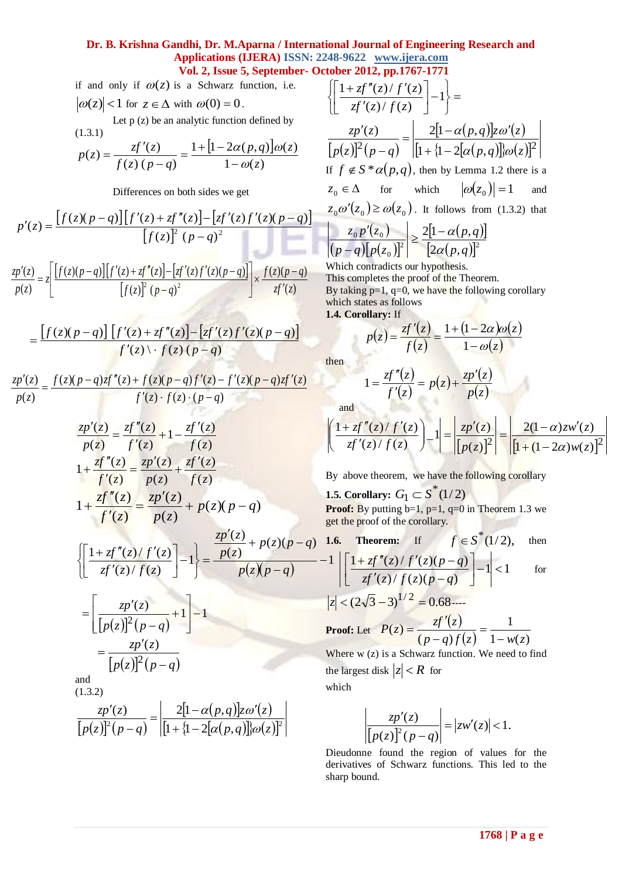if and only if $\omega(z)$ is a Schwarz function, i.e. $|\omega(z)|<1$ for $z\in\Delta$ with $\omega(0)=0$.

Let p (z) be an analytic function defined by (1.3.1)

$$p(z)=\frac{zf'(z)}{f(z)\,(p-q)}=\frac{1+[1-2\alpha(p,q)]\omega(z)}{1-\omega(z)}$$

Differences on both sides we get

$$p'(z)=\frac{[f(z)(p-q)][f'(z)+zf''(z)]-[zf'(z)f'(z)(p-q)]}{[f(z)]^2\,(p-q)^2}$$

$$\frac{zp'(z)}{p(z)}=z\left[\frac{[f(z)(p-q)][f'(z)+zf''(z)]-[zf'(z)f'(z)(p-q)]}{[f(z)]^2\,(p-q)^2}\right]\times\frac{f(z)(p-q)}{zf'(z)}$$

$$=\frac{[f(z)(p-q)]\,[f'(z)+zf''(z)]-[zf'(z)f'(z)(p-q)]}{f'(z)\cdot f(z)\,(p-q)}$$

$$\frac{zp'(z)}{p(z)}=\frac{f(z)(p-q)zf''(z)+f(z)(p-q)f'(z)-f'(z)(p-q)zf'(z)}{f'(z)\cdot f(z)\cdot(p-q)}$$

$$\frac{zp'(z)}{p(z)}=\frac{zf''(z)}{f'(z)}+1-\frac{zf'(z)}{f(z)}$$

$$1+\frac{zf''(z)}{f'(z)}=\frac{zp'(z)}{p(z)}+\frac{zf'(z)}{f(z)}$$

$$1+\frac{zf''(z)}{f'(z)}=\frac{zp'(z)}{p(z)}+p(z)(p-q)$$

$$\left\{\left[\frac{1+zf''(z)/f'(z)}{zf'(z)/f(z)}\right]-1\right\}=\frac{\dfrac{zp'(z)}{p(z)}+p(z)(p-q)}{p(z)(p-q)}-1$$

$$=\left[\frac{zp'(z)}{[p(z)]^2(p-q)}+1\right]-1$$

$$=\frac{zp'(z)}{[p(z)]^2(p-q)}$$

and (1.3.2)

$$\frac{zp'(z)}{[p(z)]^2(p-q)}=\left|\frac{2[1-\alpha(p,q)]z\omega'(z)}{[1+\{1-2[\alpha(p,q)]\}\omega(z)]^2}\right|$$

$$\left\{\left[\frac{1+zf''(z)/f'(z)}{zf'(z)/f(z)}\right]-1\right\}=$$

$$\frac{zp'(z)}{[p(z)]^2(p-q)}=\left|\frac{2[1-\alpha(p,q)]z\omega'(z)}{[1+\{1-2[\alpha(p,q)]\}\omega(z)]^2}\right|$$

If $f\notin S^*\alpha(p,q)$, then by Lemma 1.2 there is a $z_0\in\Delta$ for which $|\omega(z_0)|=1$ and $z_0\omega'(z_0)\geq\omega(z_0)$. It follows from (1.3.2) that

$$\left|\frac{z_0p'(z_0)}{(p-q)[p(z_0)]^2}\right|\geq\frac{2[1-\alpha(p,q)]}{[2\alpha(p,q)]^2}$$

Which contradicts our hypothesis.

This completes the proof of the Theorem.

By taking p=1, q=0, we have the following corollary which states as follows

**1.4. Corollary:** If

$$p(z)=\frac{zf'(z)}{f(z)}=\frac{1+(1-2\alpha)\omega(z)}{1-\omega(z)}$$

then

$$1=\frac{zf''(z)}{f'(z)}=p(z)+\frac{zp'(z)}{p(z)}$$

and

$$\left|\left(\frac{1+zf''(z)/f'(z)}{zf'(z)/f(z)}\right)-1\right|=\left|\frac{zp'(z)}{[p(z)]^2}\right|=\left|\frac{2(1-\alpha)zw'(z)}{[1+(1-2\alpha)w(z)]^2}\right|$$

By above theorem, we have the following corollary

**1.5. Corollary:** $G_1\subset S^*(1/2)$

**Proof:** By putting b=1, p=1, q=0 in Theorem 1.3 we get the proof of the corollary.

**1.6. Theorem:** If $f\in S^*(1/2)$, then $\left|\left[\dfrac{1+zf''(z)/f'(z)(p-q)}{zf'(z)/f(z)(p-q)}\right]-1\right|<1$ for $|z|<(2\sqrt{3}-3)^{1/2}=0.68$----

**Proof:** Let $P(z)=\dfrac{zf'(z)}{(p-q)f(z)}=\dfrac{1}{1-w(z)}$

Where w (z) is a Schwarz function. We need to find the largest disk $|z|<R$ for which

$$\left|\frac{zp'(z)}{[p(z)]^2(p-q)}\right|=|zw'(z)|<1.$$

Dieudonne found the region of values for the derivatives of Schwarz functions. This led to the sharp bound.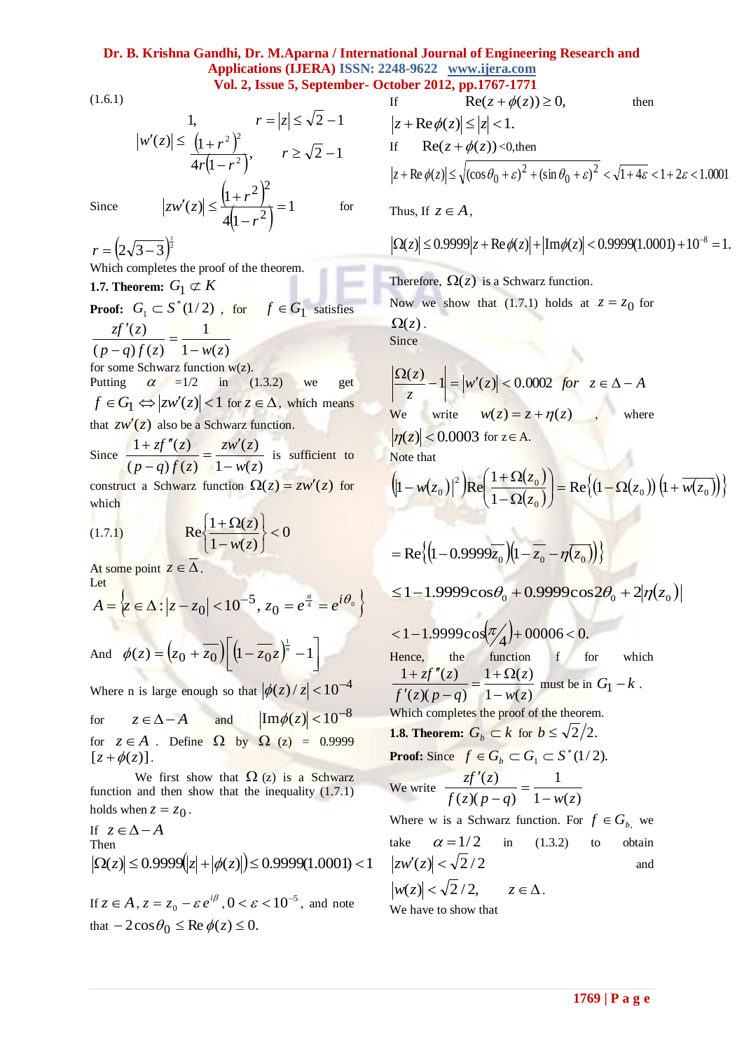(1.6.1)

$$|w'(z)| \le \begin{cases} 1, & r = |z| \le \sqrt{2}-1 \\ \dfrac{(1+r^2)^2}{4r(1-r^2)}, & r \ge \sqrt{2}-1 \end{cases}$$

Since $|zw'(z)| \le \dfrac{(1+r^2)^2}{4(1-r^2)} = 1$ for $r = \left(2\sqrt{3}-3\right)^{\frac{1}{2}}$

Which completes the proof of the theorem.

**1.7. Theorem:** $G_1 \not\subset K$

**Proof:** $G_1 \subset S^*(1/2)$ , for $f \in G_1$ satisfies

$$\frac{zf'(z)}{(p-q)f(z)} = \frac{1}{1-w(z)}$$

for some Schwarz function w(z).

Putting $\alpha$ =1/2 in (1.3.2) we get $f \in G_1 \Leftrightarrow |zw'(z)| < 1$ for $z \in \Delta$, which means that $zw'(z)$ also be a Schwarz function.

Since $\dfrac{1+zf''(z)}{(p-q)f(z)} = \dfrac{zw'(z)}{1-w(z)}$ is sufficient to construct a Schwarz function $\Omega(z) = zw'(z)$ for which

(1.7.1) $$\operatorname{Re}\left\{\frac{1+\Omega(z)}{1-w(z)}\right\} < 0$$

At some point $z \in \overline{\Delta}$.

Let

$$A = \left\{ z \in \Delta : |z - z_0| < 10^{-5},\ z_0 = e^{\frac{\pi i}{4}} = e^{i\theta_0} \right\}$$

And $\phi(z) = \left(z_0 + \overline{z_0}\right)\left[\left(1-\overline{z_0}z\right)^{\frac{1}{n}} - 1\right]$

Where n is large enough so that $|\phi(z)/z| < 10^{-4}$ for $z \in \Delta - A$ and $|\operatorname{Im}\phi(z)| < 10^{-8}$ for $z \in A$ . Define $\Omega$ by $\Omega$ (z) = 0.9999 $[z + \phi(z)]$.

We first show that $\Omega$ (z) is a Schwarz function and then show that the inequality (1.7.1) holds when $z = z_0$.

If $z \in \Delta - A$

Then

$$|\Omega(z)| \le 0.9999\left(|z| + |\phi(z)|\right) \le 0.9999(1.0001) < 1$$

If $z \in A$, $z = z_0 - \varepsilon e^{i\beta}$, $0 < \varepsilon < 10^{-5}$, and note that $-2\cos\theta_0 \le \operatorname{Re}\phi(z) \le 0$.

If $\operatorname{Re}(z + \phi(z)) \ge 0$, then $|z + \operatorname{Re}\phi(z)| \le |z| < 1$.

If $\operatorname{Re}(z + \phi(z)) < 0$, then

$$|z + \operatorname{Re}\phi(z)| \le \sqrt{(\cos\theta_0 + \varepsilon)^2 + (\sin\theta_0 + \varepsilon)^2} < \sqrt{1+4\varepsilon} < 1 + 2\varepsilon < 1.0001$$

Thus, If $z \in A$,

$$|\Omega(z)| \le 0.9999|z + \operatorname{Re}\phi(z)| + |\operatorname{Im}\phi(z)| < 0.9999(1.0001) + 10^{-8} = 1.$$

Therefore, $\Omega(z)$ is a Schwarz function.

Now we show that (1.7.1) holds at $z = z_0$ for $\Omega(z)$.

Since

$$\left|\frac{\Omega(z)}{z} - 1\right| = |w'(z)| < 0.0002 \quad for \quad z \in \Delta - A$$

We write $w(z) = z + \eta(z)$ , where $|\eta(z)| < 0.0003$ for $z \in A$.

Note that

$$\left(|1-w(z_0)|^2\right)\operatorname{Re}\left(\frac{1+\Omega(z_0)}{1-\Omega(z_0)}\right) = \operatorname{Re}\left\{(1-\Omega(z_0))\left(1+\overline{w(z_0)}\right)\right\}$$

$$= \operatorname{Re}\left\{\left(1-0.9999\overline{z_0}\right)\left(1-\overline{z_0}-\overline{\eta(z_0)}\right)\right\}$$

$$\le 1 - 1.9999\cos\theta_0 + 0.9999\cos 2\theta_0 + 2|\eta(z_0)|$$

$$< 1 - 1.9999\cos\left(\pi/4\right) + 00006 < 0.$$

Hence, the function f for which $\dfrac{1+zf''(z)}{f'(z)(p-q)} = \dfrac{1+\Omega(z)}{1-w(z)}$ must be in $G_1 - k$ .

Which completes the proof of the theorem.

**1.8. Theorem:** $G_b \subset k$ for $b \le \sqrt{2}/2$.

**Proof:** Since $f \in G_b \subset G_1 \subset S^*(1/2)$.

We write $\dfrac{zf'(z)}{f(z)(p-q)} = \dfrac{1}{1-w(z)}$

Where w is a Schwarz function. For $f \in G_b$, we take $\alpha = 1/2$ in (1.3.2) to obtain $|zw'(z)| < \sqrt{2}/2$ and $|w(z)| < \sqrt{2}/2, \quad z \in \Delta$.

We have to show that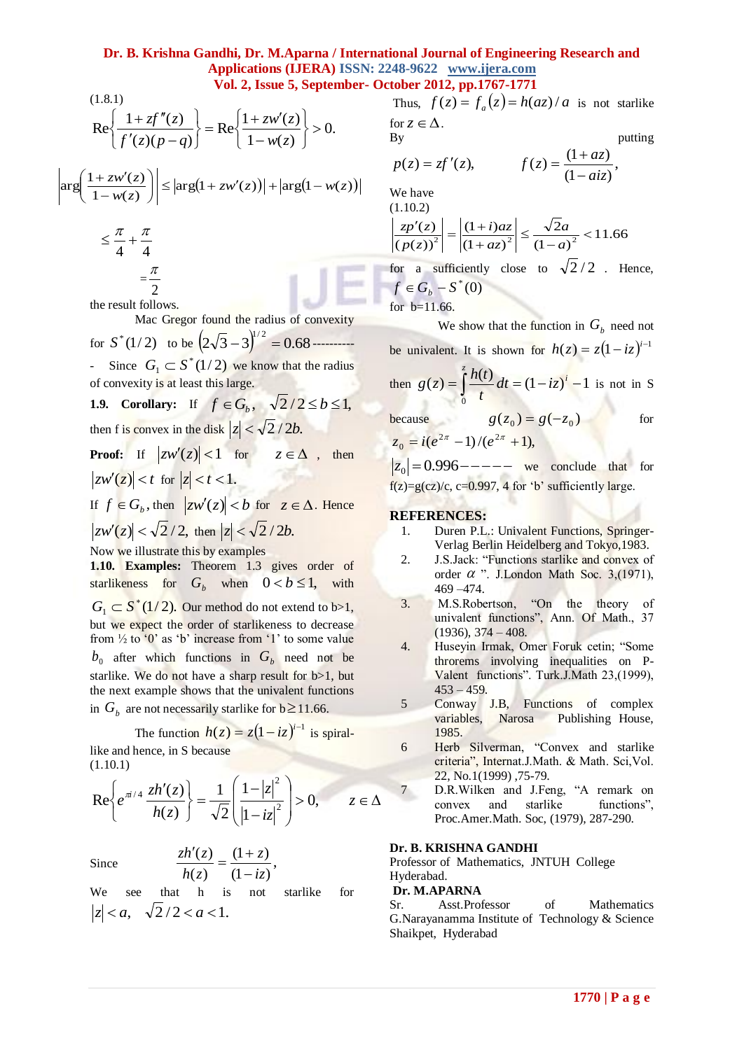(1.8.1)

$$\text{Re}\left\{\frac{1+zf''(z)}{f'(z)(p-q)}\right\} = \text{Re}\left\{\frac{1+zw'(z)}{1-w(z)}\right\} > 0.$$

$$\left|\arg\left(\frac{1+zw'(z)}{1-w(z)}\right)\right| \le \left|\arg(1+zw'(z))\right| + \left|\arg(1-w(z))\right|$$

$$\le \frac{\pi}{4}+\frac{\pi}{4}$$

$$=\frac{\pi}{2}$$

the result follows.

Mac Gregor found the radius of convexity for $S^*(1/2)$ to be $\left(2\sqrt{3}-3\right)^{1/2} = 0.68$ ---------- - Since $G_1 \subset S^*(1/2)$ we know that the radius of convexity is at least this large.

**1.9. Corollary:** If $f \in G_b$, $\sqrt{2}/2 \le b \le 1$, then f is convex in the disk $|z| < \sqrt{2}/2b.$

**Proof:** If $|zw'(z)| < 1$ for $z \in \Delta$, then $|zw'(z)| < t$ for $|z| < t < 1.$

If $f \in G_b$, then $|zw'(z)| < b$ for $z \in \Delta$. Hence $|zw'(z)| < \sqrt{2}/2$, then $|z| < \sqrt{2}/2b.$

Now we illustrate this by examples

**1.10. Examples:** Theorem 1.3 gives order of starlikeness for $G_b$ when $0 < b \le 1$, with $G_1 \subset S^*(1/2)$. Our method do not extend to b>1, but we expect the order of starlikeness to decrease from ½ to '0' as 'b' increase from '1' to some value $b_0$ after which functions in $G_b$ need not be starlike. We do not have a sharp result for b>1, but the next example shows that the univalent functions in $G_b$ are not necessarily starlike for b≥11.66.

The function $h(z) = z(1-iz)^{i-1}$ is spiral-like and hence, in S because

(1.10.1)

$$\text{Re}\left\{e^{\pi i/4}\frac{zh'(z)}{h(z)}\right\} = \frac{1}{\sqrt{2}}\left(\frac{1-|z|^2}{|1-iz|^2}\right) > 0, \qquad z \in \Delta$$

Since $\dfrac{zh'(z)}{h(z)} = \dfrac{(1+z)}{(1-iz)},$

We see that h is not starlike for $|z| < a$, $\sqrt{2}/2 < a < 1.$

Thus, $f(z) = f_a(z) = h(az)/a$ is not starlike for $z \in \Delta$.

By putting

$$p(z) = zf'(z), \qquad f(z) = \frac{(1+az)}{(1-aiz)},$$

We have

(1.10.2)

$$\left|\frac{zp'(z)}{(p(z))^2}\right| = \left|\frac{(1+i)az}{(1+az)^2}\right| \le \frac{\sqrt{2}a}{(1-a)^2} < 11.66$$

for a sufficiently close to $\sqrt{2}/2$. Hence, $f \in G_b - S^*(0)$ for b=11.66.

We show that the function in $G_b$ need not be univalent. It is shown for $h(z) = z(1-iz)^{i-1}$ then $g(z) = \int_0^z \frac{h(t)}{t}\,dt = (1-iz)^i - 1$ is not in S because $g(z_0) = g(-z_0)$ for $z_0 = i(e^{2\pi}-1)/(e^{2\pi}+1),$ $|z_0| = 0.996$ ----- we conclude that for f(z)=g(cz)/c, c=0.997, 4 for 'b' sufficiently large.

## REFERENCES:

1. Duren P.L.: Univalent Functions, Springer-Verlag Berlin Heidelberg and Tokyo,1983.
2. J.S.Jack: "Functions starlike and convex of order $\alpha$ ". J.London Math Soc. 3,(1971), 469 –474.
3. M.S.Robertson, "On the theory of univalent functions", Ann. Of Math., 37 (1936), 374 – 408.
4. Huseyin Irmak, Omer Foruk cetin; "Some throrems involving inequalities on P-Valent functions". Turk.J.Math 23,(1999), 453 – 459.
5. Conway J.B, Functions of complex variables, Narosa Publishing House, 1985.
6. Herb Silverman, "Convex and starlike criteria", Internat.J.Math. & Math. Sci,Vol. 22, No.1(1999) ,75-79.
7. D.R.Wilken and J.Feng, "A remark on convex and starlike functions", Proc.Amer.Math. Soc, (1979), 287-290.

**Dr. B. KRISHNA GANDHI**
Professor of Mathematics, JNTUH College Hyderabad.

**Dr. M.APARNA**
Sr. Asst.Professor of Mathematics
G.Narayanamma Institute of Technology & Science
Shaikpet, Hyderabad